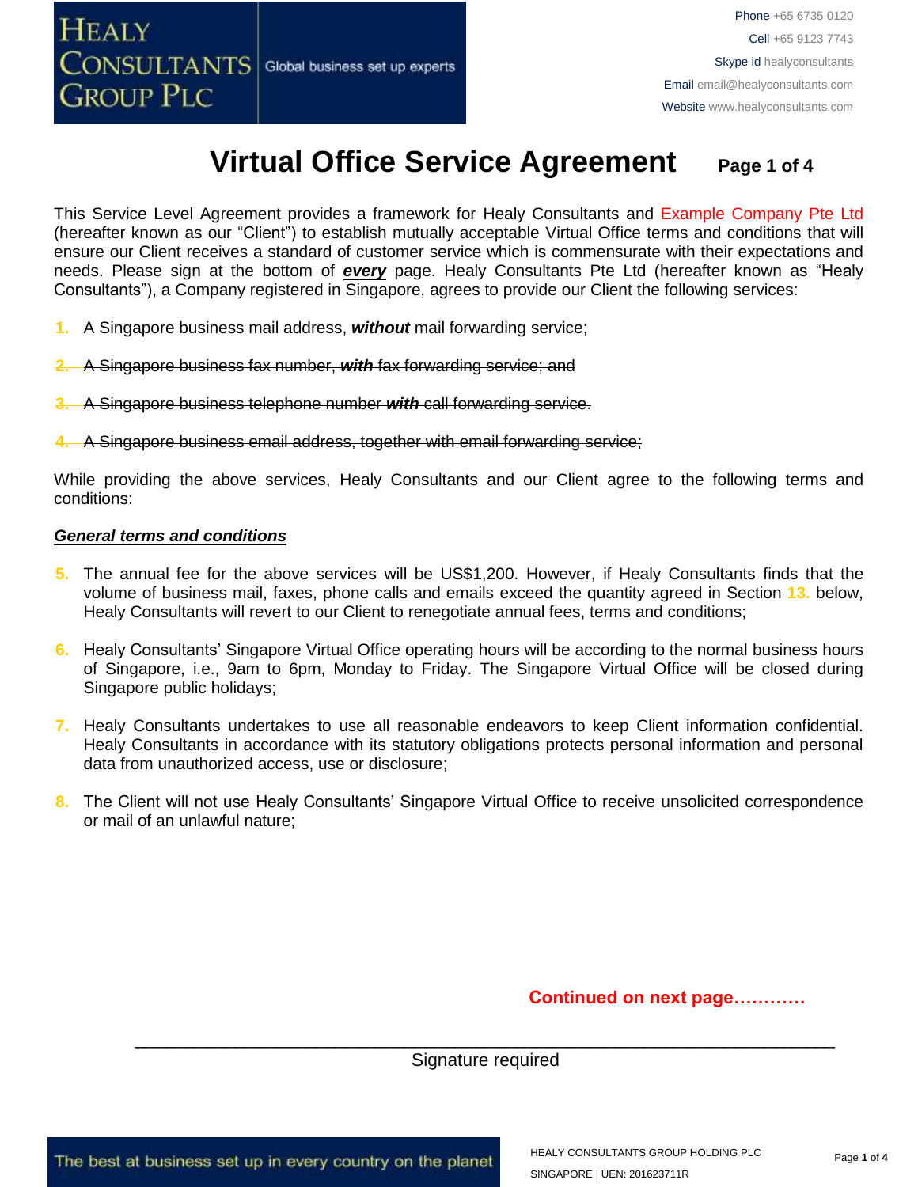# Virtual Office Service Agreement

This Service Level Agreement provides a framework for Healy Consultants and Example Company Pte Ltd (hereafter known as our "Client") to establish mutually acceptable Virtual Office terms and conditions that will ensure our Client receives a standard of customer service which is commensurate with their expectations and needs. Please sign at the bottom of ***every*** page. Healy Consultants Pte Ltd (hereafter known as "Healy Consultants"), a Company registered in Singapore, agrees to provide our Client the following services:

1. A Singapore business mail address, ***without*** mail forwarding service;
2. ~~A Singapore business fax number, ***with*** fax forwarding service; and~~
3. ~~A Singapore business telephone number ***with*** call forwarding service.~~
4. ~~A Singapore business email address, together with email forwarding service;~~

While providing the above services, Healy Consultants and our Client agree to the following terms and conditions:

## ***General terms and conditions***

5. The annual fee for the above services will be US$1,200. However, if Healy Consultants finds that the volume of business mail, faxes, phone calls and emails exceed the quantity agreed in Section 13. below, Healy Consultants will revert to our Client to renegotiate annual fees, terms and conditions;
6. Healy Consultants' Singapore Virtual Office operating hours will be according to the normal business hours of Singapore, i.e., 9am to 6pm, Monday to Friday. The Singapore Virtual Office will be closed during Singapore public holidays;
7. Healy Consultants undertakes to use all reasonable endeavors to keep Client information confidential. Healy Consultants in accordance with its statutory obligations protects personal information and personal data from unauthorized access, use or disclosure;
8. The Client will not use Healy Consultants' Singapore Virtual Office to receive unsolicited correspondence or mail of an unlawful nature;

**Continued on next page…………**

\_\_\_\_\_\_\_\_\_\_\_\_\_\_\_\_\_\_\_\_\_\_\_\_\_\_\_\_\_\_\_\_\_\_\_\_\_\_\_\_\_\_\_\_\_\_\_\_\_\_\_\_\_\_\_\_\_\_\_\_

Signature required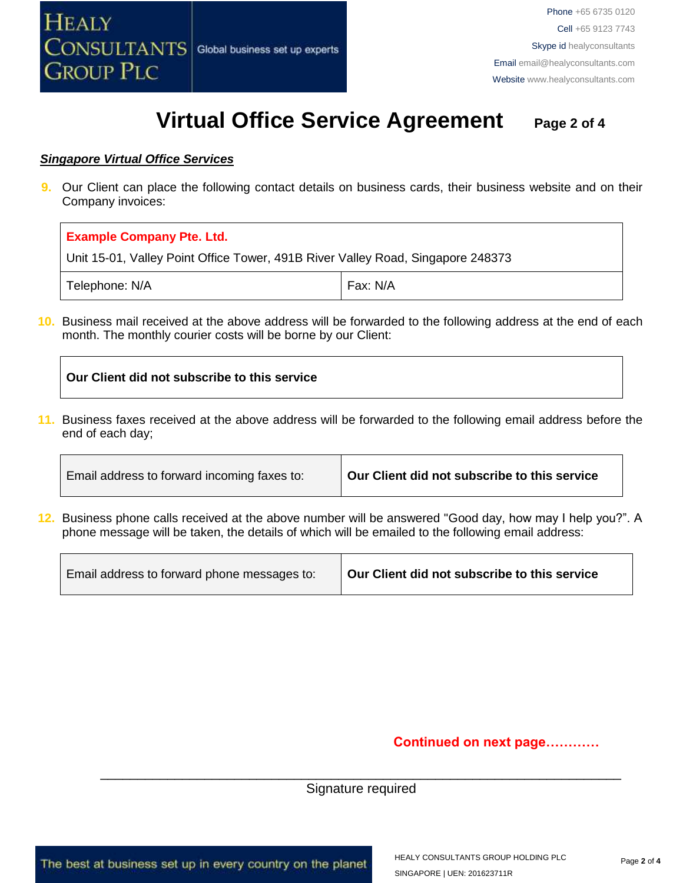# Virtual Office Service Agreement

***Singapore Virtual Office Services***

9. Our Client can place the following contact details on business cards, their business website and on their Company invoices:

| | |
|---|---|
| **Example Company Pte. Ltd.** Unit 15-01, Valley Point Office Tower, 491B River Valley Road, Singapore 248373 | |
| Telephone: N/A | Fax: N/A |

10. Business mail received at the above address will be forwarded to the following address at the end of each month. The monthly courier costs will be borne by our Client:

| |
|---|
| **Our Client did not subscribe to this service** |

11. Business faxes received at the above address will be forwarded to the following email address before the end of each day;

| | |
|---|---|
| Email address to forward incoming faxes to: | **Our Client did not subscribe to this service** |

12. Business phone calls received at the above number will be answered "Good day, how may I help you?". A phone message will be taken, the details of which will be emailed to the following email address:

| | |
|---|---|
| Email address to forward phone messages to: | **Our Client did not subscribe to this service** |

**Continued on next page…………**

\_\_\_\_\_\_\_\_\_\_\_\_\_\_\_\_\_\_\_\_\_\_\_\_\_\_\_\_\_\_\_\_\_\_\_\_\_\_\_\_\_\_\_\_\_\_\_\_\_\_\_\_\_\_\_\_\_\_

Signature required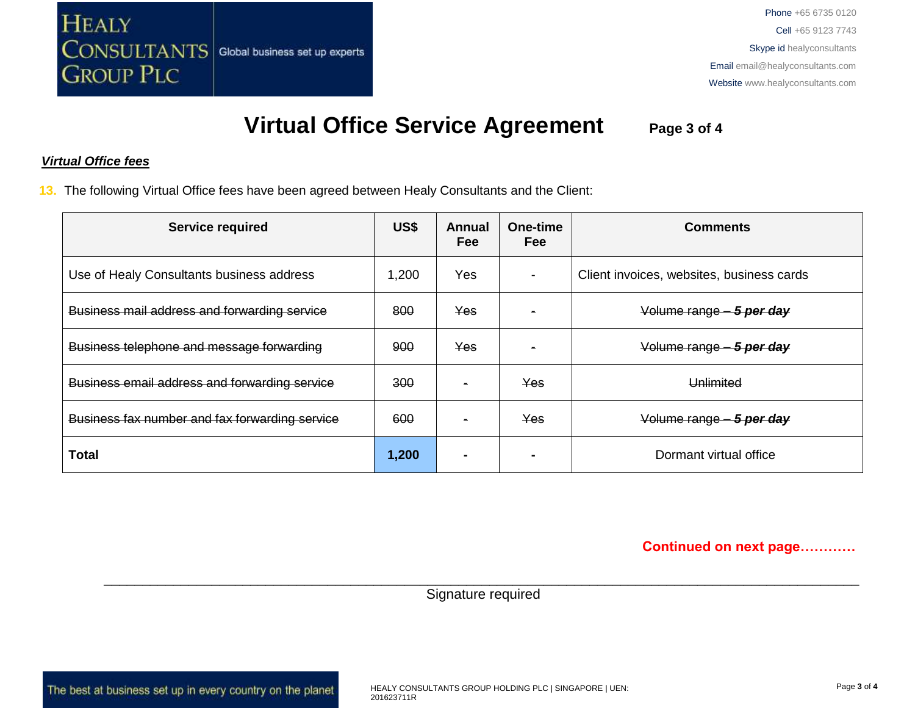# Virtual Office Service Agreement

***Virtual Office fees***

13. The following Virtual Office fees have been agreed between Healy Consultants and the Client:

| Service required | US$ | Annual Fee | One-time Fee | Comments |
|---|---|---|---|---|
| Use of Healy Consultants business address | 1,200 | Yes | - | Client invoices, websites, business cards |
| ~~Business mail address and forwarding service~~ | ~~800~~ | ~~Yes~~ | ~~-~~ | ~~Volume range – ***5 per day***~~ |
| ~~Business telephone and message forwarding~~ | ~~900~~ | ~~Yes~~ | ~~-~~ | ~~Volume range – ***5 per day***~~ |
| ~~Business email address and forwarding service~~ | ~~300~~ | ~~-~~ | ~~Yes~~ | ~~Unlimited~~ |
| ~~Business fax number and fax forwarding service~~ | ~~600~~ | ~~-~~ | ~~Yes~~ | ~~Volume range – ***5 per day***~~ |
| **Total** | **1,200** | **-** | **-** | Dormant virtual office |

**Continued on next page…………**

\_\_\_\_\_\_\_\_\_\_\_\_\_\_\_\_\_\_\_\_\_\_\_\_\_\_\_\_\_\_\_\_\_\_\_\_\_\_\_\_\_\_\_\_\_\_\_\_\_\_\_\_\_\_\_\_\_\_\_\_\_\_\_\_\_\_\_\_\_\_\_\_\_\_\_\_\_\_

Signature required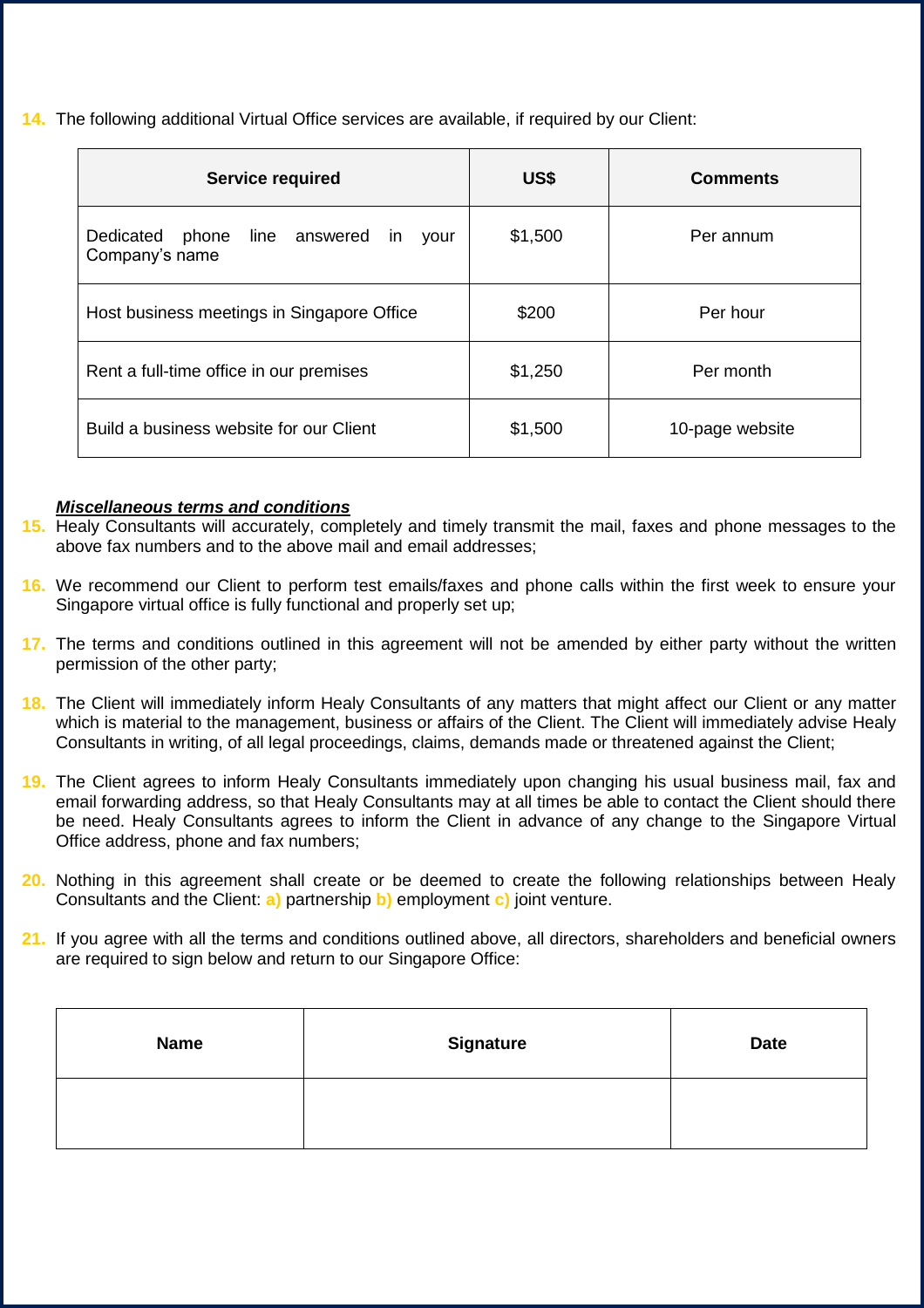14. The following additional Virtual Office services are available, if required by our Client:

| Service required | US$ | Comments |
|---|---|---|
| Dedicated phone line answered in your Company's name | $1,500 | Per annum |
| Host business meetings in Singapore Office | $200 | Per hour |
| Rent a full-time office in our premises | $1,250 | Per month |
| Build a business website for our Client | $1,500 | 10-page website |

***Miscellaneous terms and conditions***

15. Healy Consultants will accurately, completely and timely transmit the mail, faxes and phone messages to the above fax numbers and to the above mail and email addresses;

16. We recommend our Client to perform test emails/faxes and phone calls within the first week to ensure your Singapore virtual office is fully functional and properly set up;

17. The terms and conditions outlined in this agreement will not be amended by either party without the written permission of the other party;

18. The Client will immediately inform Healy Consultants of any matters that might affect our Client or any matter which is material to the management, business or affairs of the Client. The Client will immediately advise Healy Consultants in writing, of all legal proceedings, claims, demands made or threatened against the Client;

19. The Client agrees to inform Healy Consultants immediately upon changing his usual business mail, fax and email forwarding address, so that Healy Consultants may at all times be able to contact the Client should there be need. Healy Consultants agrees to inform the Client in advance of any change to the Singapore Virtual Office address, phone and fax numbers;

20. Nothing in this agreement shall create or be deemed to create the following relationships between Healy Consultants and the Client: a) partnership b) employment c) joint venture.

21. If you agree with all the terms and conditions outlined above, all directors, shareholders and beneficial owners are required to sign below and return to our Singapore Office:

| Name | Signature | Date |
|---|---|---|
| | | |